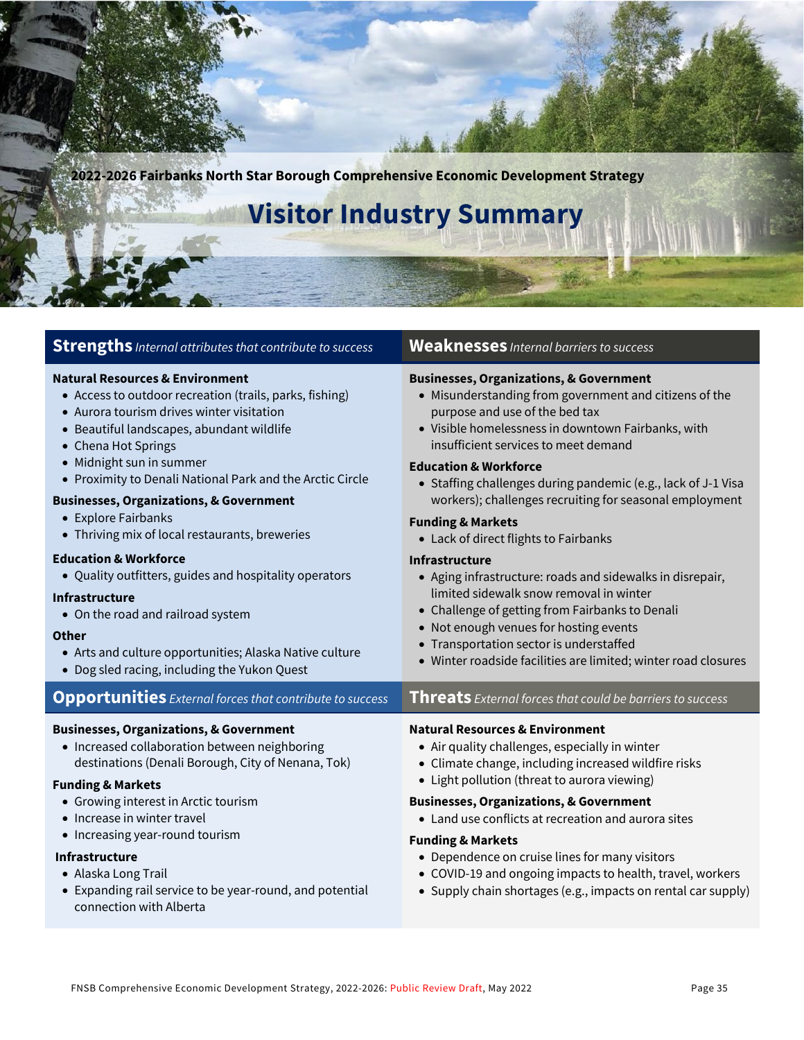2022-2026 Fairbanks North Star Borough Comprehensive Economic Development Strategy

# Visitor Industry Summary

## Strengths *Internal attributes that contribute to success*

**Natural Resources & Environment**
- Access to outdoor recreation (trails, parks, fishing)
- Aurora tourism drives winter visitation
- Beautiful landscapes, abundant wildlife
- Chena Hot Springs
- Midnight sun in summer
- Proximity to Denali National Park and the Arctic Circle

**Businesses, Organizations, & Government**
- Explore Fairbanks
- Thriving mix of local restaurants, breweries

**Education & Workforce**
- Quality outfitters, guides and hospitality operators

**Infrastructure**
- On the road and railroad system

**Other**
- Arts and culture opportunities; Alaska Native culture
- Dog sled racing, including the Yukon Quest

## Weaknesses *Internal barriers to success*

**Businesses, Organizations, & Government**
- Misunderstanding from government and citizens of the purpose and use of the bed tax
- Visible homelessness in downtown Fairbanks, with insufficient services to meet demand

**Education & Workforce**
- Staffing challenges during pandemic (e.g., lack of J-1 Visa workers); challenges recruiting for seasonal employment

**Funding & Markets**
- Lack of direct flights to Fairbanks

**Infrastructure**
- Aging infrastructure: roads and sidewalks in disrepair, limited sidewalk snow removal in winter
- Challenge of getting from Fairbanks to Denali
- Not enough venues for hosting events
- Transportation sector is understaffed
- Winter roadside facilities are limited; winter road closures

## Opportunities *External forces that contribute to success*

**Businesses, Organizations, & Government**
- Increased collaboration between neighboring destinations (Denali Borough, City of Nenana, Tok)

**Funding & Markets**
- Growing interest in Arctic tourism
- Increase in winter travel
- Increasing year-round tourism

**Infrastructure**
- Alaska Long Trail
- Expanding rail service to be year-round, and potential connection with Alberta

## Threats *External forces that could be barriers to success*

**Natural Resources & Environment**
- Air quality challenges, especially in winter
- Climate change, including increased wildfire risks
- Light pollution (threat to aurora viewing)

**Businesses, Organizations, & Government**
- Land use conflicts at recreation and aurora sites

**Funding & Markets**
- Dependence on cruise lines for many visitors
- COVID-19 and ongoing impacts to health, travel, workers
- Supply chain shortages (e.g., impacts on rental car supply)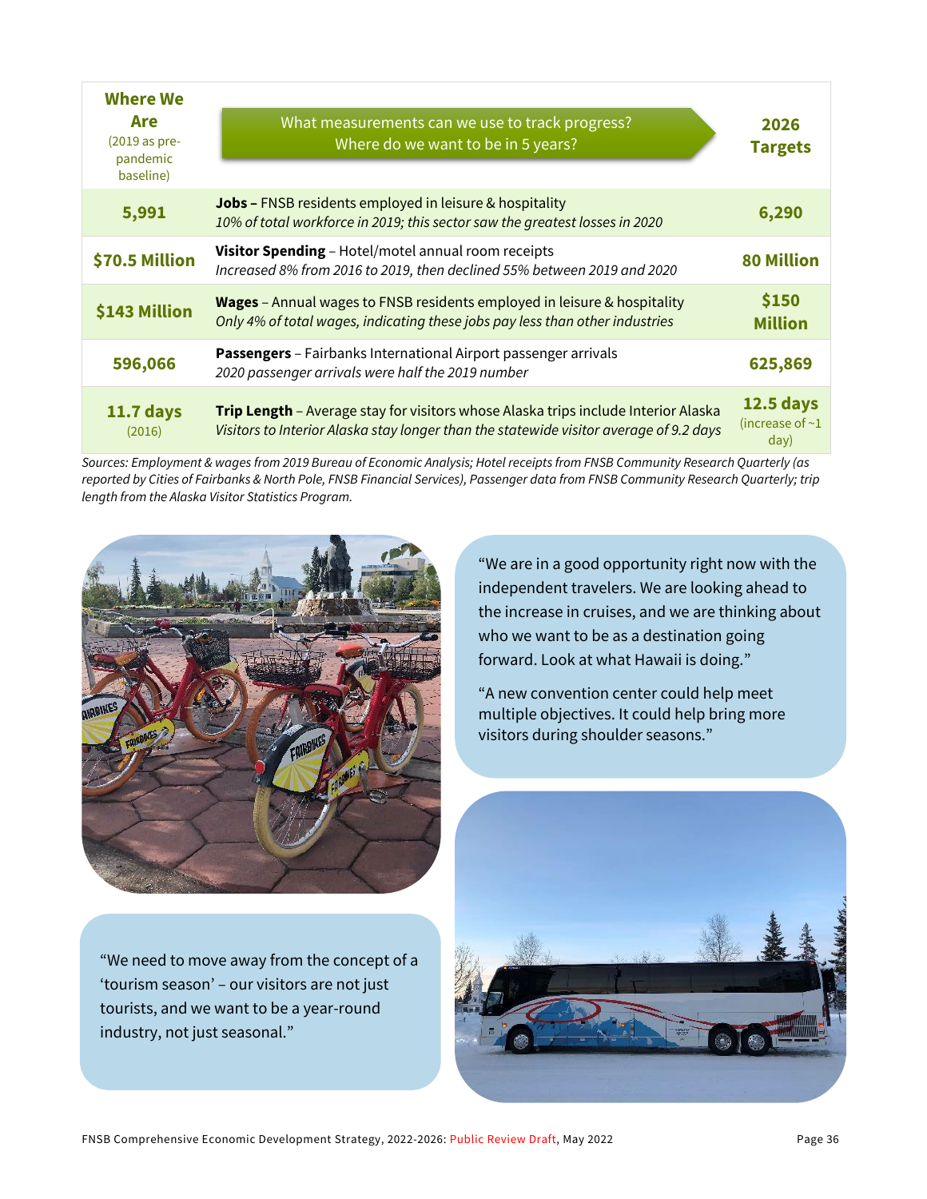| Where We Are (2019 as pre-pandemic baseline) | What measurements can we use to track progress? Where do we want to be in 5 years? | 2026 Targets |
|---|---|---|
| 5,991 | **Jobs –** FNSB residents employed in leisure & hospitality *10% of total workforce in 2019; this sector saw the greatest losses in 2020* | 6,290 |
| $70.5 Million | **Visitor Spending** – Hotel/motel annual room receipts *Increased 8% from 2016 to 2019, then declined 55% between 2019 and 2020* | 80 Million |
| $143 Million | **Wages** – Annual wages to FNSB residents employed in leisure & hospitality *Only 4% of total wages, indicating these jobs pay less than other industries* | $150 Million |
| 596,066 | **Passengers** – Fairbanks International Airport passenger arrivals *2020 passenger arrivals were half the 2019 number* | 625,869 |
| 11.7 days (2016) | **Trip Length** – Average stay for visitors whose Alaska trips include Interior Alaska *Visitors to Interior Alaska stay longer than the statewide visitor average of 9.2 days* | 12.5 days (increase of ~1 day) |

*Sources: Employment & wages from 2019 Bureau of Economic Analysis; Hotel receipts from FNSB Community Research Quarterly (as reported by Cities of Fairbanks & North Pole, FNSB Financial Services), Passenger data from FNSB Community Research Quarterly; trip length from the Alaska Visitor Statistics Program.*

"We are in a good opportunity right now with the independent travelers. We are looking ahead to the increase in cruises, and we are thinking about who we want to be as a destination going forward. Look at what Hawaii is doing."

"A new convention center could help meet multiple objectives. It could help bring more visitors during shoulder seasons."

"We need to move away from the concept of a 'tourism season' – our visitors are not just tourists, and we want to be a year-round industry, not just seasonal."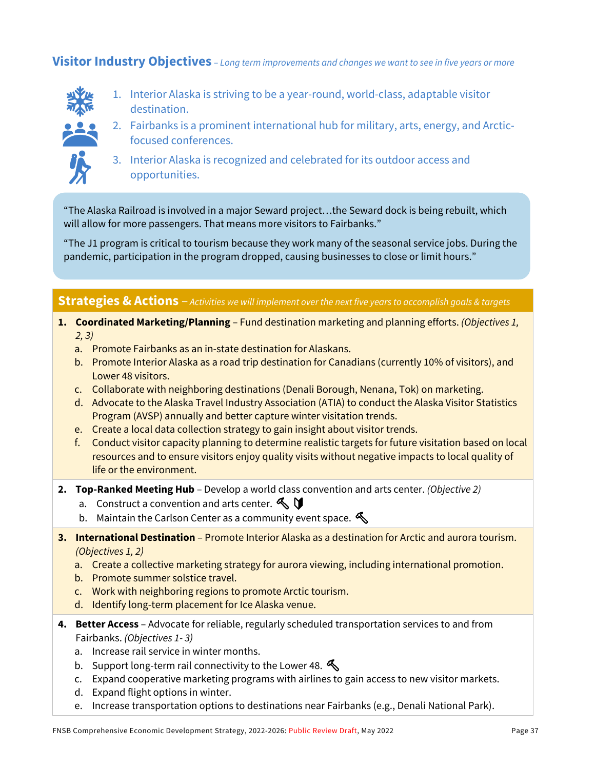## Visior Industry Objectives – *Long term improvements and changes we want to see in five years or more*

1. Interior Alaska is striving to be a year-round, world-class, adaptable visitor destination.
2. Fairbanks is a prominent international hub for military, arts, energy, and Arctic-focused conferences.
3. Interior Alaska is recognized and celebrated for its outdoor access and opportunities.

> "The Alaska Railroad is involved in a major Seward project…the Seward dock is being rebuilt, which will allow for more passengers. That means more visitors to Fairbanks."
>
> "The J1 program is critical to tourism because they work many of the seasonal service jobs. During the pandemic, participation in the program dropped, causing businesses to close or limit hours."

## Strategies & Actions – *Activities we will implement over the next five years to accomplish goals & targets*

1. **Coordinated Marketing/Planning** – Fund destination marketing and planning efforts. *(Objectives 1, 2, 3)*
   a. Promote Fairbanks as an in-state destination for Alaskans.
   b. Promote Interior Alaska as a road trip destination for Canadians (currently 10% of visitors), and Lower 48 visitors.
   c. Collaborate with neighboring destinations (Denali Borough, Nenana, Tok) on marketing.
   d. Advocate to the Alaska Travel Industry Association (ATIA) to conduct the Alaska Visitor Statistics Program (AVSP) annually and better capture winter visitation trends.
   e. Create a local data collection strategy to gain insight about visitor trends.
   f. Conduct visitor capacity planning to determine realistic targets for future visitation based on local resources and to ensure visitors enjoy quality visits without negative impacts to local quality of life or the environment.

2. **Top-Ranked Meeting Hub** – Develop a world class convention and arts center. *(Objective 2)*
   a. Construct a convention and arts center.
   b. Maintain the Carlson Center as a community event space.

3. **International Destination** – Promote Interior Alaska as a destination for Arctic and aurora tourism. *(Objectives 1, 2)*
   a. Create a collective marketing strategy for aurora viewing, including international promotion.
   b. Promote summer solstice travel.
   c. Work with neighboring regions to promote Arctic tourism.
   d. Identify long-term placement for Ice Alaska venue.

4. **Better Access** – Advocate for reliable, regularly scheduled transportation services to and from Fairbanks. *(Objectives 1- 3)*
   a. Increase rail service in winter months.
   b. Support long-term rail connectivity to the Lower 48.
   c. Expand cooperative marketing programs with airlines to gain access to new visitor markets.
   d. Expand flight options in winter.
   e. Increase transportation options to destinations near Fairbanks (e.g., Denali National Park).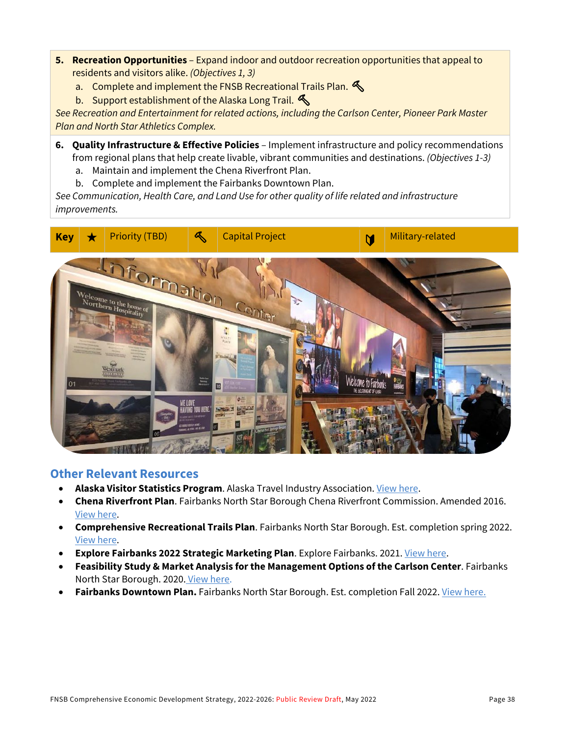5. **Recreation Opportunities** – Expand indoor and outdoor recreation opportunities that appeal to residents and visitors alike. *(Objectives 1, 3)*
   a. Complete and implement the FNSB Recreational Trails Plan. 🔨
   b. Support establishment of the Alaska Long Trail. 🔨

*See Recreation and Entertainment for related actions, including the Carlson Center, Pioneer Park Master Plan and North Star Athletics Complex.*

6. **Quality Infrastructure & Effective Policies** – Implement infrastructure and policy recommendations from regional plans that help create livable, vibrant communities and destinations. *(Objectives 1-3)*
   a. Maintain and implement the Chena Riverfront Plan.
   b. Complete and implement the Fairbanks Downtown Plan.

*See Communication, Health Care, and Land Use for other quality of life related and infrastructure improvements.*

| **Key** | ★ | Priority (TBD) | 🔨 | Capital Project | | Military-related |
|---|---|---|---|---|---|---|

## Other Relevant Resources

- **Alaska Visitor Statistics Program**. Alaska Travel Industry Association. View here.
- **Chena Riverfront Plan**. Fairbanks North Star Borough Chena Riverfront Commission. Amended 2016. View here.
- **Comprehensive Recreational Trails Plan**. Fairbanks North Star Borough. Est. completion spring 2022. View here.
- **Explore Fairbanks 2022 Strategic Marketing Plan**. Explore Fairbanks. 2021. View here.
- **Feasibility Study & Market Analysis for the Management Options of the Carlson Center**. Fairbanks North Star Borough. 2020. View here.
- **Fairbanks Downtown Plan.** Fairbanks North Star Borough. Est. completion Fall 2022. View here.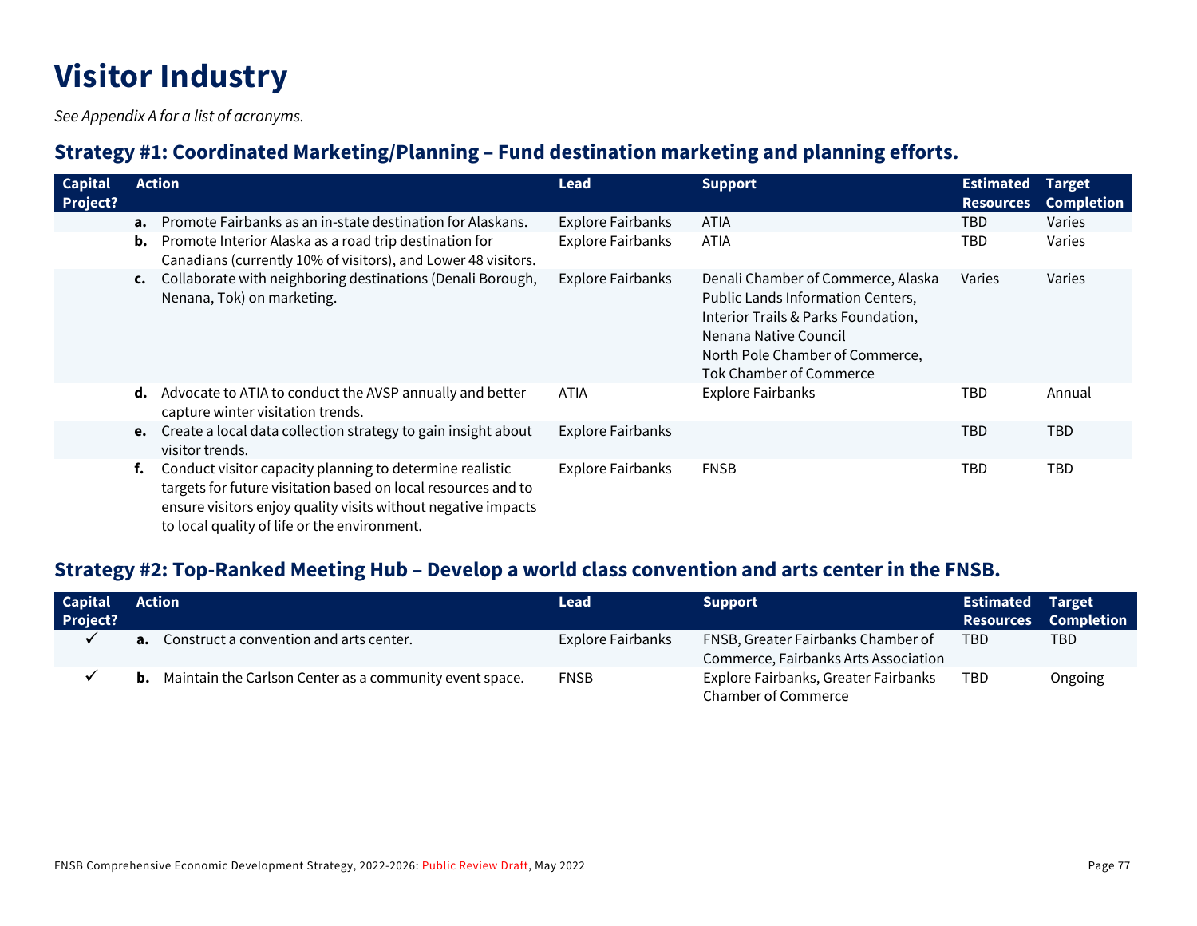# Visitor Industry

*See Appendix A for a list of acronyms.*

## Strategy #1: Coordinated Marketing/Planning – Fund destination marketing and planning efforts.

| Capital Project? | Action | Lead | Support | Estimated Resources | Target Completion |
|---|---|---|---|---|---|
| | **a.** Promote Fairbanks as an in-state destination for Alaskans. | Explore Fairbanks | ATIA | TBD | Varies |
| | **b.** Promote Interior Alaska as a road trip destination for Canadians (currently 10% of visitors), and Lower 48 visitors. | Explore Fairbanks | ATIA | TBD | Varies |
| | **c.** Collaborate with neighboring destinations (Denali Borough, Nenana, Tok) on marketing. | Explore Fairbanks | Denali Chamber of Commerce, Alaska Public Lands Information Centers, Interior Trails & Parks Foundation, Nenana Native Council North Pole Chamber of Commerce, Tok Chamber of Commerce | Varies | Varies |
| | **d.** Advocate to ATIA to conduct the AVSP annually and better capture winter visitation trends. | ATIA | Explore Fairbanks | TBD | Annual |
| | **e.** Create a local data collection strategy to gain insight about visitor trends. | Explore Fairbanks | | TBD | TBD |
| | **f.** Conduct visitor capacity planning to determine realistic targets for future visitation based on local resources and to ensure visitors enjoy quality visits without negative impacts to local quality of life or the environment. | Explore Fairbanks | FNSB | TBD | TBD |

## Strategy #2: Top-Ranked Meeting Hub – Develop a world class convention and arts center in the FNSB.

| Capital Project? | Action | Lead | Support | Estimated Resources | Target Completion |
|---|---|---|---|---|---|
| ✓ | **a.** Construct a convention and arts center. | Explore Fairbanks | FNSB, Greater Fairbanks Chamber of Commerce, Fairbanks Arts Association | TBD | TBD |
| ✓ | **b.** Maintain the Carlson Center as a community event space. | FNSB | Explore Fairbanks, Greater Fairbanks Chamber of Commerce | TBD | Ongoing |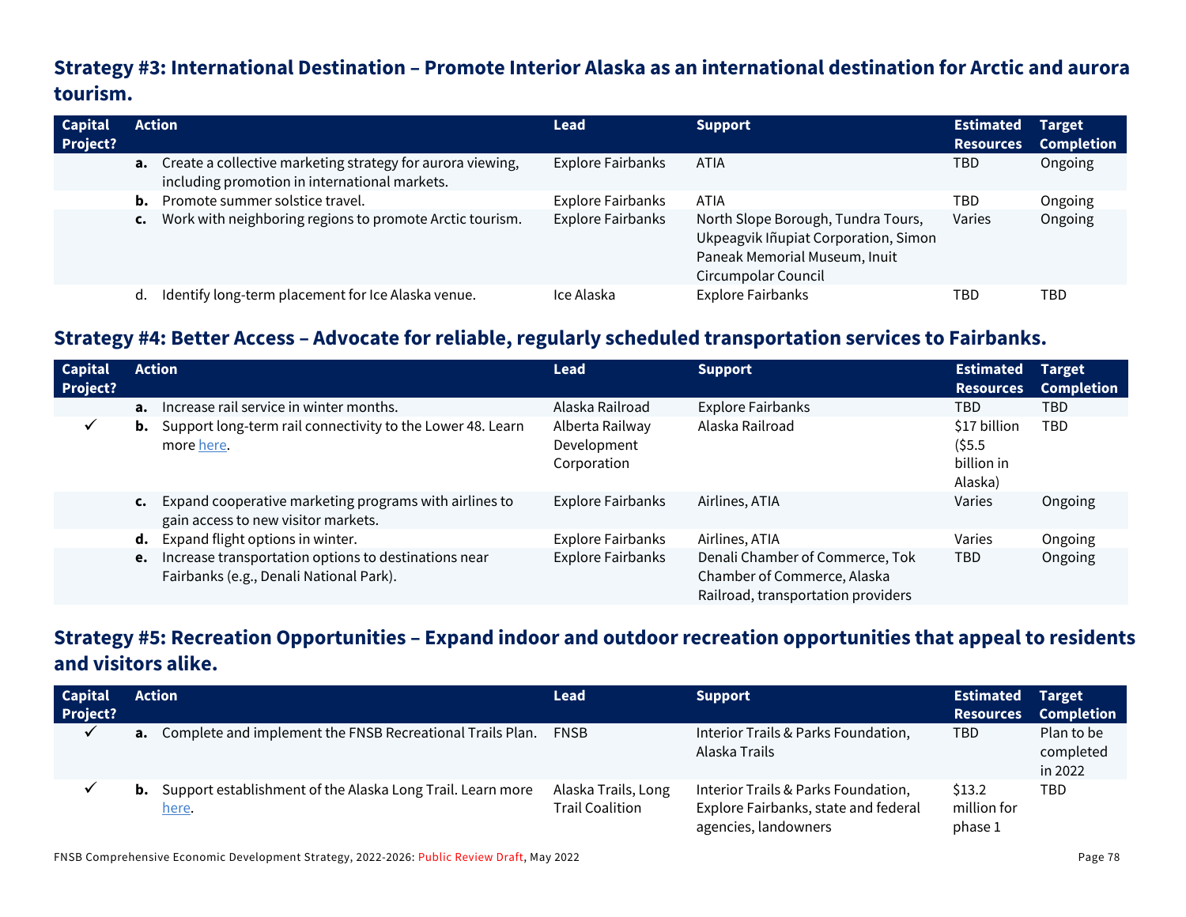### Strategy #3: International Destination – Promote Interior Alaska as an international destination for Arctic and aurora tourism.

| Capital Project? | Action | Lead | Support | Estimated Resources | Target Completion |
|---|---|---|---|---|---|
| | **a.** Create a collective marketing strategy for aurora viewing, including promotion in international markets. | Explore Fairbanks | ATIA | TBD | Ongoing |
| | **b.** Promote summer solstice travel. | Explore Fairbanks | ATIA | TBD | Ongoing |
| | **c.** Work with neighboring regions to promote Arctic tourism. | Explore Fairbanks | North Slope Borough, Tundra Tours, Ukpeagvik Iñupiat Corporation, Simon Paneak Memorial Museum, Inuit Circumpolar Council | Varies | Ongoing |
| | d. Identify long-term placement for Ice Alaska venue. | Ice Alaska | Explore Fairbanks | TBD | TBD |

### Strategy #4: Better Access – Advocate for reliable, regularly scheduled transportation services to Fairbanks.

| Capital Project? | Action | Lead | Support | Estimated Resources | Target Completion |
|---|---|---|---|---|---|
| | **a.** Increase rail service in winter months. | Alaska Railroad | Explore Fairbanks | TBD | TBD |
| ✓ | **b.** Support long-term rail connectivity to the Lower 48. Learn more here. | Alberta Railway Development Corporation | Alaska Railroad | $17 billion ($5.5 billion in Alaska) | TBD |
| | **c.** Expand cooperative marketing programs with airlines to gain access to new visitor markets. | Explore Fairbanks | Airlines, ATIA | Varies | Ongoing |
| | **d.** Expand flight options in winter. | Explore Fairbanks | Airlines, ATIA | Varies | Ongoing |
| | **e.** Increase transportation options to destinations near Fairbanks (e.g., Denali National Park). | Explore Fairbanks | Denali Chamber of Commerce, Tok Chamber of Commerce, Alaska Railroad, transportation providers | TBD | Ongoing |

### Strategy #5: Recreation Opportunities – Expand indoor and outdoor recreation opportunities that appeal to residents and visitors alike.

| Capital Project? | Action | Lead | Support | Estimated Resources | Target Completion |
|---|---|---|---|---|---|
| ✓ | **a.** Complete and implement the FNSB Recreational Trails Plan. | FNSB | Interior Trails & Parks Foundation, Alaska Trails | TBD | Plan to be completed in 2022 |
| ✓ | **b.** Support establishment of the Alaska Long Trail. Learn more here. | Alaska Trails, Long Trail Coalition | Interior Trails & Parks Foundation, Explore Fairbanks, state and federal agencies, landowners | $13.2 million for phase 1 | TBD |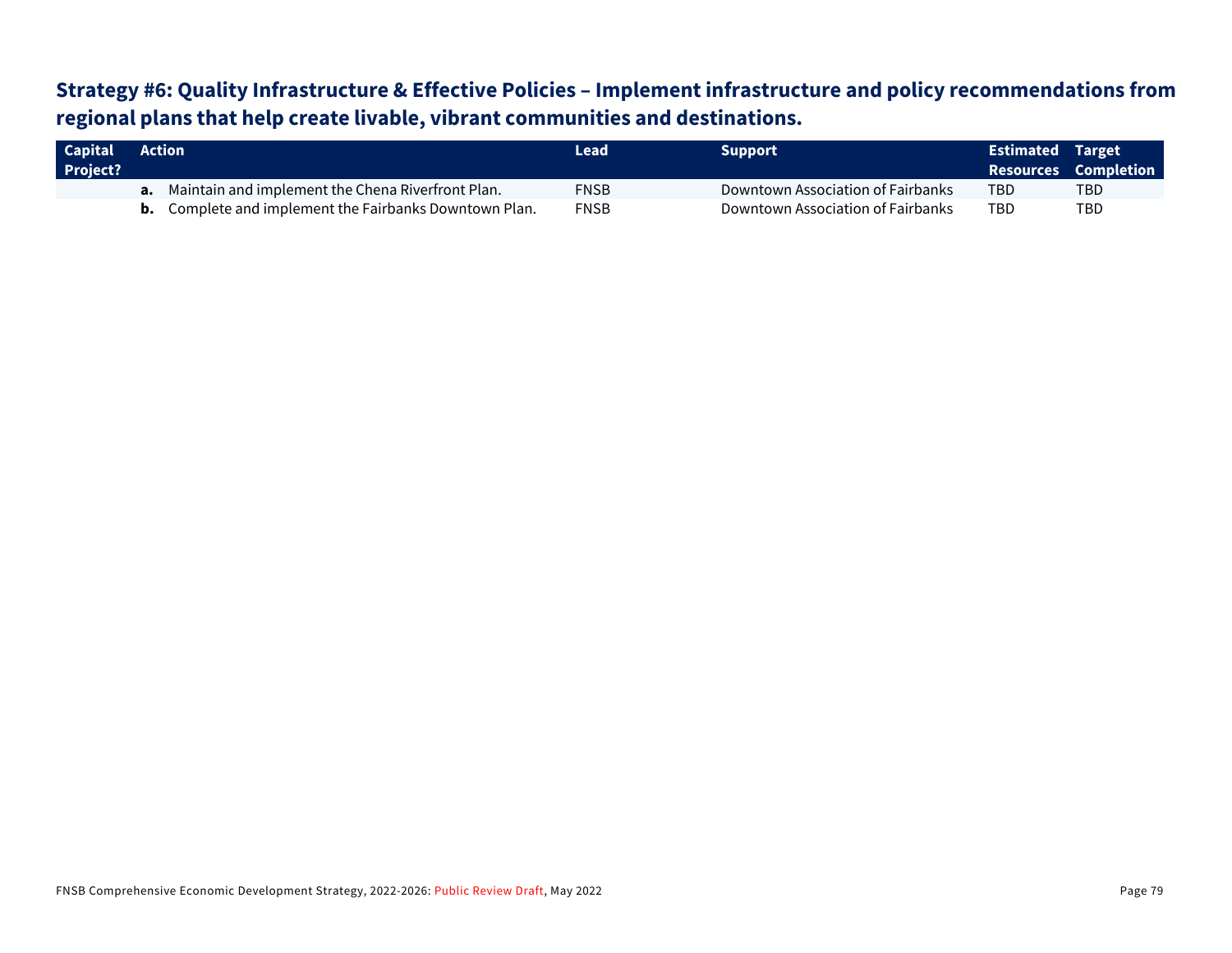## Strategy #6: Quality Infrastructure & Effective Policies – Implement infrastructure and policy recommendations from regional plans that help create livable, vibrant communities and destinations.

| Capital Project? | Action | Lead | Support | Estimated Resources | Target Completion |
|---|---|---|---|---|---|
| | **a.** Maintain and implement the Chena Riverfront Plan. | FNSB | Downtown Association of Fairbanks | TBD | TBD |
| | **b.** Complete and implement the Fairbanks Downtown Plan. | FNSB | Downtown Association of Fairbanks | TBD | TBD |